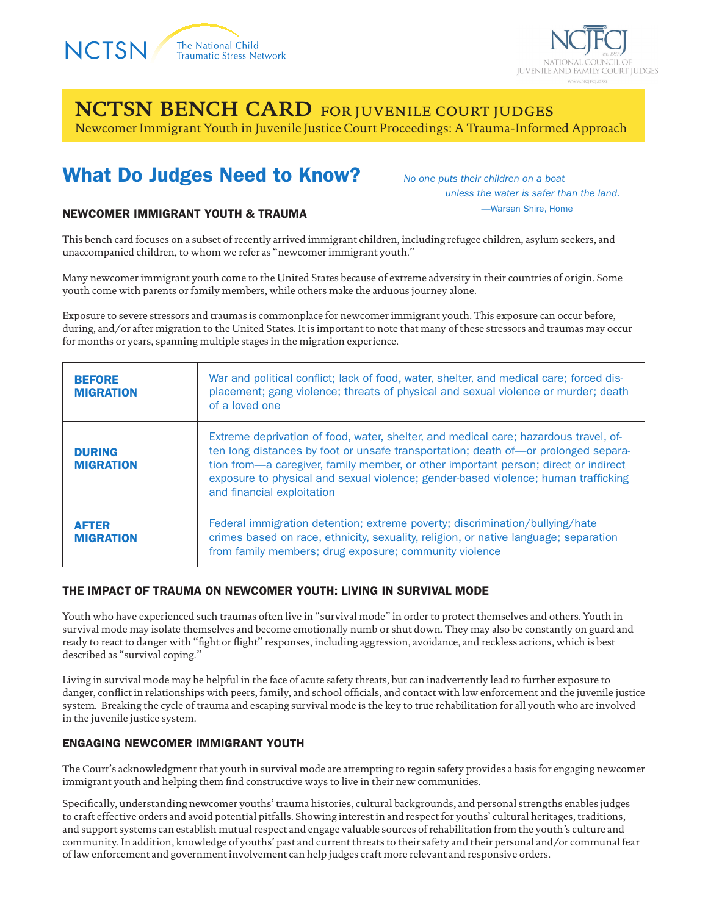NCTSN The National Child Traumatic Stress Network

NCJFCJ NATIONAL COUNCIL OF JUVENILE AND FAMILY COURT JUDGES

# NCTSN BENCH CARD FOR JUVENILE COURT JUDGES

Newcomer Immigrant Youth in Juvenile Justice Court Proceedings: A Trauma-Informed Approach

## What Do Judges Need to Know?

*No one puts their children on a boat*
*unless the water is safer than the land.*
—Warsan Shire, Home

### NEWCOMER IMMIGRANT YOUTH & TRAUMA

This bench card focuses on a subset of recently arrived immigrant children, including refugee children, asylum seekers, and unaccompanied children, to whom we refer as "newcomer immigrant youth."

Many newcomer immigrant youth come to the United States because of extreme adversity in their countries of origin. Some youth come with parents or family members, while others make the arduous journey alone.

Exposure to severe stressors and traumas is commonplace for newcomer immigrant youth. This exposure can occur before, during, and/or after migration to the United States. It is important to note that many of these stressors and traumas may occur for months or years, spanning multiple stages in the migration experience.

| | |
|---|---|
| **BEFORE MIGRATION** | War and political conflict; lack of food, water, shelter, and medical care; forced displacement; gang violence; threats of physical and sexual violence or murder; death of a loved one |
| **DURING MIGRATION** | Extreme deprivation of food, water, shelter, and medical care; hazardous travel, often long distances by foot or unsafe transportation; death of—or prolonged separation from—a caregiver, family member, or other important person; direct or indirect exposure to physical and sexual violence; gender-based violence; human trafficking and financial exploitation |
| **AFTER MIGRATION** | Federal immigration detention; extreme poverty; discrimination/bullying/hate crimes based on race, ethnicity, sexuality, religion, or native language; separation from family members; drug exposure; community violence |

### THE IMPACT OF TRAUMA ON NEWCOMER YOUTH: LIVING IN SURVIVAL MODE

Youth who have experienced such traumas often live in "survival mode" in order to protect themselves and others. Youth in survival mode may isolate themselves and become emotionally numb or shut down. They may also be constantly on guard and ready to react to danger with "fight or flight" responses, including aggression, avoidance, and reckless actions, which is best described as "survival coping."

Living in survival mode may be helpful in the face of acute safety threats, but can inadvertently lead to further exposure to danger, conflict in relationships with peers, family, and school officials, and contact with law enforcement and the juvenile justice system. Breaking the cycle of trauma and escaping survival mode is the key to true rehabilitation for all youth who are involved in the juvenile justice system.

### ENGAGING NEWCOMER IMMIGRANT YOUTH

The Court's acknowledgment that youth in survival mode are attempting to regain safety provides a basis for engaging newcomer immigrant youth and helping them find constructive ways to live in their new communities.

Specifically, understanding newcomer youths' trauma histories, cultural backgrounds, and personal strengths enables judges to craft effective orders and avoid potential pitfalls. Showing interest in and respect for youths' cultural heritages, traditions, and support systems can establish mutual respect and engage valuable sources of rehabilitation from the youth's culture and community. In addition, knowledge of youths' past and current threats to their safety and their personal and/or communal fear of law enforcement and government involvement can help judges craft more relevant and responsive orders.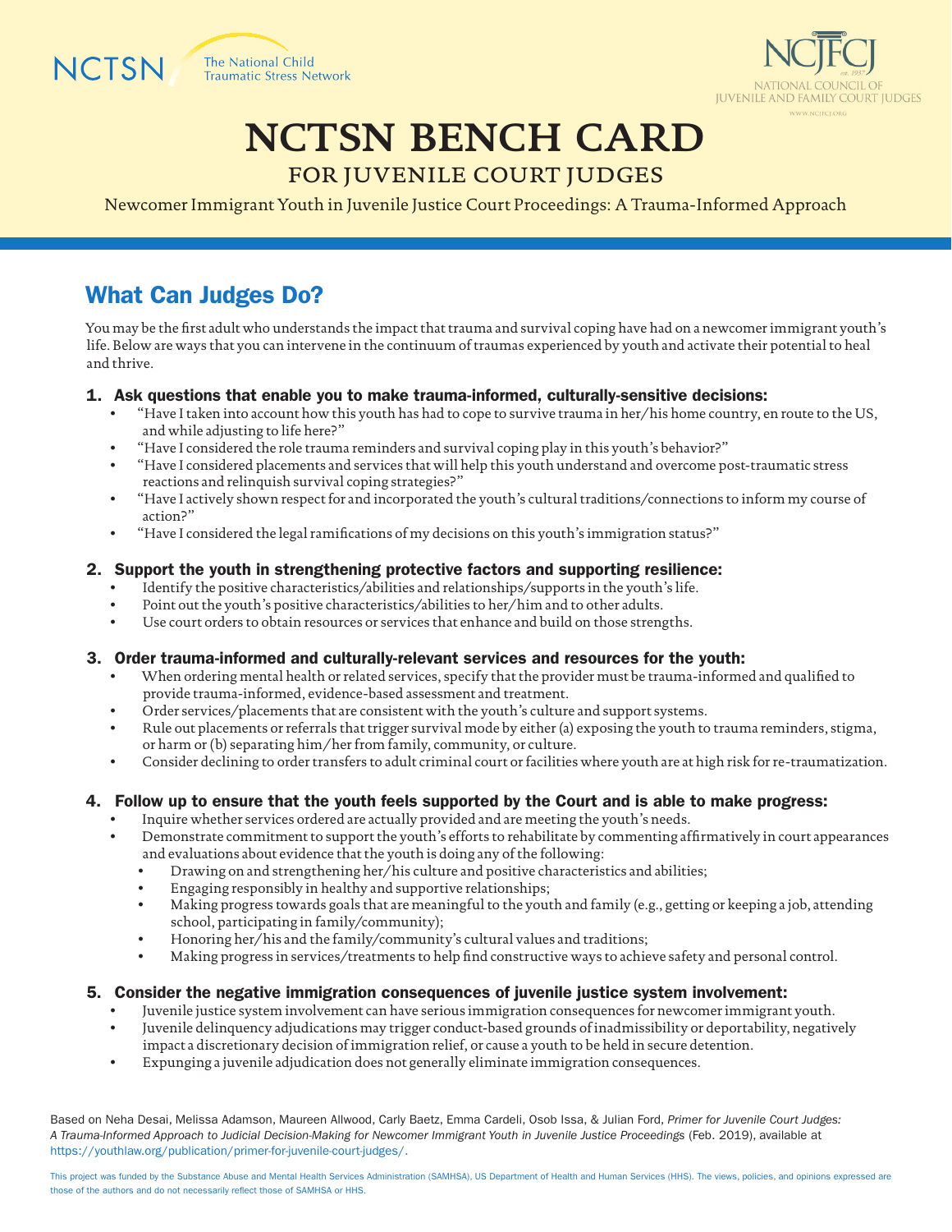NCTSN The National Child Traumatic Stress Network

NCJFCJ National Council of Juvenile and Family Court Judges

# NCTSN BENCH CARD

## FOR JUVENILE COURT JUDGES

Newcomer Immigrant Youth in Juvenile Justice Court Proceedings: A Trauma-Informed Approach

## What Can Judges Do?

You may be the first adult who understands the impact that trauma and survival coping have had on a newcomer immigrant youth's life. Below are ways that you can intervene in the continuum of traumas experienced by youth and activate their potential to heal and thrive.

1. **Ask questions that enable you to make trauma-informed, culturally-sensitive decisions:**
   - "Have I taken into account how this youth has had to cope to survive trauma in her/his home country, en route to the US, and while adjusting to life here?"
   - "Have I considered the role trauma reminders and survival coping play in this youth's behavior?"
   - "Have I considered placements and services that will help this youth understand and overcome post-traumatic stress reactions and relinquish survival coping strategies?"
   - "Have I actively shown respect for and incorporated the youth's cultural traditions/connections to inform my course of action?"
   - "Have I considered the legal ramifications of my decisions on this youth's immigration status?"

2. **Support the youth in strengthening protective factors and supporting resilience:**
   - Identify the positive characteristics/abilities and relationships/supports in the youth's life.
   - Point out the youth's positive characteristics/abilities to her/him and to other adults.
   - Use court orders to obtain resources or services that enhance and build on those strengths.

3. **Order trauma-informed and culturally-relevant services and resources for the youth:**
   - When ordering mental health or related services, specify that the provider must be trauma-informed and qualified to provide trauma-informed, evidence-based assessment and treatment.
   - Order services/placements that are consistent with the youth's culture and support systems.
   - Rule out placements or referrals that trigger survival mode by either (a) exposing the youth to trauma reminders, stigma, or harm or (b) separating him/her from family, community, or culture.
   - Consider declining to order transfers to adult criminal court or facilities where youth are at high risk for re-traumatization.

4. **Follow up to ensure that the youth feels supported by the Court and is able to make progress:**
   - Inquire whether services ordered are actually provided and are meeting the youth's needs.
   - Demonstrate commitment to support the youth's efforts to rehabilitate by commenting affirmatively in court appearances and evaluations about evidence that the youth is doing any of the following:
     - Drawing on and strengthening her/his culture and positive characteristics and abilities;
     - Engaging responsibly in healthy and supportive relationships;
     - Making progress towards goals that are meaningful to the youth and family (e.g., getting or keeping a job, attending school, participating in family/community);
     - Honoring her/his and the family/community's cultural values and traditions;
     - Making progress in services/treatments to help find constructive ways to achieve safety and personal control.

5. **Consider the negative immigration consequences of juvenile justice system involvement:**
   - Juvenile justice system involvement can have serious immigration consequences for newcomer immigrant youth.
   - Juvenile delinquency adjudications may trigger conduct-based grounds of inadmissibility or deportability, negatively impact a discretionary decision of immigration relief, or cause a youth to be held in secure detention.
   - Expunging a juvenile adjudication does not generally eliminate immigration consequences.

Based on Neha Desai, Melissa Adamson, Maureen Allwood, Carly Baetz, Emma Cardeli, Osob Issa, & Julian Ford, *Primer for Juvenile Court Judges: A Trauma-Informed Approach to Judicial Decision-Making for Newcomer Immigrant Youth in Juvenile Justice Proceedings* (Feb. 2019), available at https://youthlaw.org/publication/primer-for-juvenile-court-judges/.

This project was funded by the Substance Abuse and Mental Health Services Administration (SAMHSA), US Department of Health and Human Services (HHS). The views, policies, and opinions expressed are those of the authors and do not necessarily reflect those of SAMHSA or HHS.